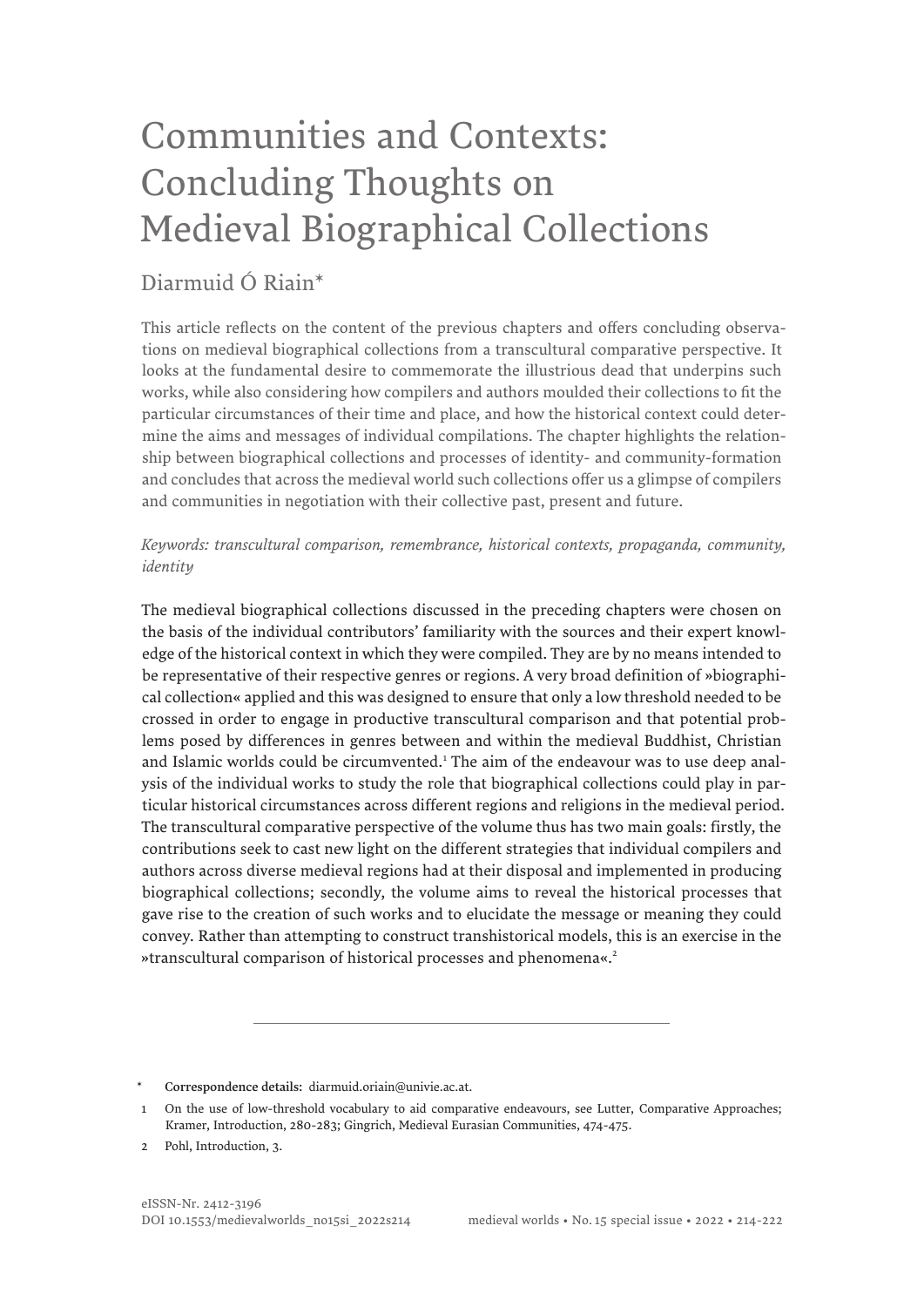# Communities and Contexts: Concluding Thoughts on Medieval Biographical Collections

Diarmuid Ó Riain*

This article reflects on the content of the previous chapters and offers concluding observations on medieval biographical collections from a transcultural comparative perspective. It looks at the fundamental desire to commemorate the illustrious dead that underpins such works, while also considering how compilers and authors moulded their collections to fit the particular circumstances of their time and place, and how the historical context could determine the aims and messages of individual compilations. The chapter highlights the relationship between biographical collections and processes of identity- and community-formation and concludes that across the medieval world such collections offer us a glimpse of compilers and communities in negotiation with their collective past, present and future.

*Keywords: transcultural comparison, remembrance, historical contexts, propaganda, community, identity*

The medieval biographical collections discussed in the preceding chapters were chosen on the basis of the individual contributors' familiarity with the sources and their expert knowledge of the historical context in which they were compiled. They are by no means intended to be representative of their respective genres or regions. A very broad definition of »biographical collection« applied and this was designed to ensure that only a low threshold needed to be crossed in order to engage in productive transcultural comparison and that potential problems posed by differences in genres between and within the medieval Buddhist, Christian and Islamic worlds could be circumvented.[1] The aim of the endeavour was to use deep analysis of the individual works to study the role that biographical collections could play in particular historical circumstances across different regions and religions in the medieval period. The transcultural comparative perspective of the volume thus has two main goals: firstly, the contributions seek to cast new light on the different strategies that individual compilers and authors across diverse medieval regions had at their disposal and implemented in producing biographical collections; secondly, the volume aims to reveal the historical processes that gave rise to the creation of such works and to elucidate the message or meaning they could convey. Rather than attempting to construct transhistorical models, this is an exercise in the »transcultural comparison of historical processes and phenomena«.[2]

---

\* **Correspondence details:** diarmuid.oriain@univie.ac.at.

1 On the use of low-threshold vocabulary to aid comparative endeavours, see Lutter, Comparative Approaches; Kramer, Introduction, 280-283; Gingrich, Medieval Eurasian Communities, 474-475.

2 Pohl, Introduction, 3.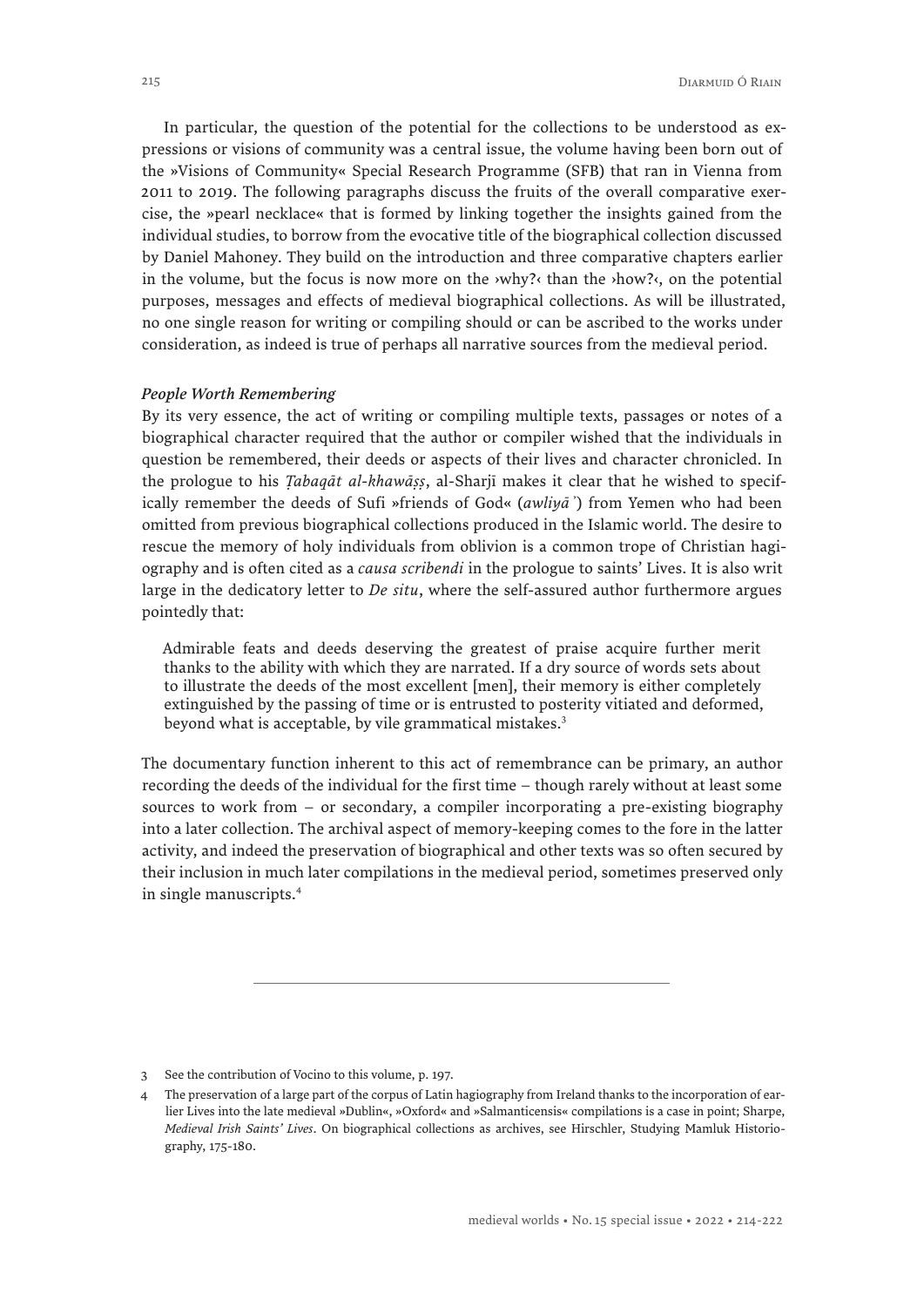In particular, the question of the potential for the collections to be understood as expressions or visions of community was a central issue, the volume having been born out of the »Visions of Community« Special Research Programme (SFB) that ran in Vienna from 2011 to 2019. The following paragraphs discuss the fruits of the overall comparative exercise, the »pearl necklace« that is formed by linking together the insights gained from the individual studies, to borrow from the evocative title of the biographical collection discussed by Daniel Mahoney. They build on the introduction and three comparative chapters earlier in the volume, but the focus is now more on the ›why?‹ than the ›how?‹, on the potential purposes, messages and effects of medieval biographical collections. As will be illustrated, no one single reason for writing or compiling should or can be ascribed to the works under consideration, as indeed is true of perhaps all narrative sources from the medieval period.

### *People Worth Remembering*

By its very essence, the act of writing or compiling multiple texts, passages or notes of a biographical character required that the author or compiler wished that the individuals in question be remembered, their deeds or aspects of their lives and character chronicled. In the prologue to his *Ṭabaqāt al-khawāṣṣ*, al-Sharjī makes it clear that he wished to specifically remember the deeds of Sufi »friends of God« (*awliyāʾ*) from Yemen who had been omitted from previous biographical collections produced in the Islamic world. The desire to rescue the memory of holy individuals from oblivion is a common trope of Christian hagiography and is often cited as a *causa scribendi* in the prologue to saints' Lives. It is also writ large in the dedicatory letter to *De situ*, where the self-assured author furthermore argues pointedly that:

> Admirable feats and deeds deserving the greatest of praise acquire further merit thanks to the ability with which they are narrated. If a dry source of words sets about to illustrate the deeds of the most excellent [men], their memory is either completely extinguished by the passing of time or is entrusted to posterity vitiated and deformed, beyond what is acceptable, by vile grammatical mistakes.[3]

The documentary function inherent to this act of remembrance can be primary, an author recording the deeds of the individual for the first time – though rarely without at least some sources to work from – or secondary, a compiler incorporating a pre-existing biography into a later collection. The archival aspect of memory-keeping comes to the fore in the latter activity, and indeed the preservation of biographical and other texts was so often secured by their inclusion in much later compilations in the medieval period, sometimes preserved only in single manuscripts.[4]

---

3 See the contribution of Vocino to this volume, p. 197.

4 The preservation of a large part of the corpus of Latin hagiography from Ireland thanks to the incorporation of earlier Lives into the late medieval »Dublin«, »Oxford« and »Salmanticensis« compilations is a case in point; Sharpe, *Medieval Irish Saints' Lives*. On biographical collections as archives, see Hirschler, Studying Mamluk Historiography, 175-180.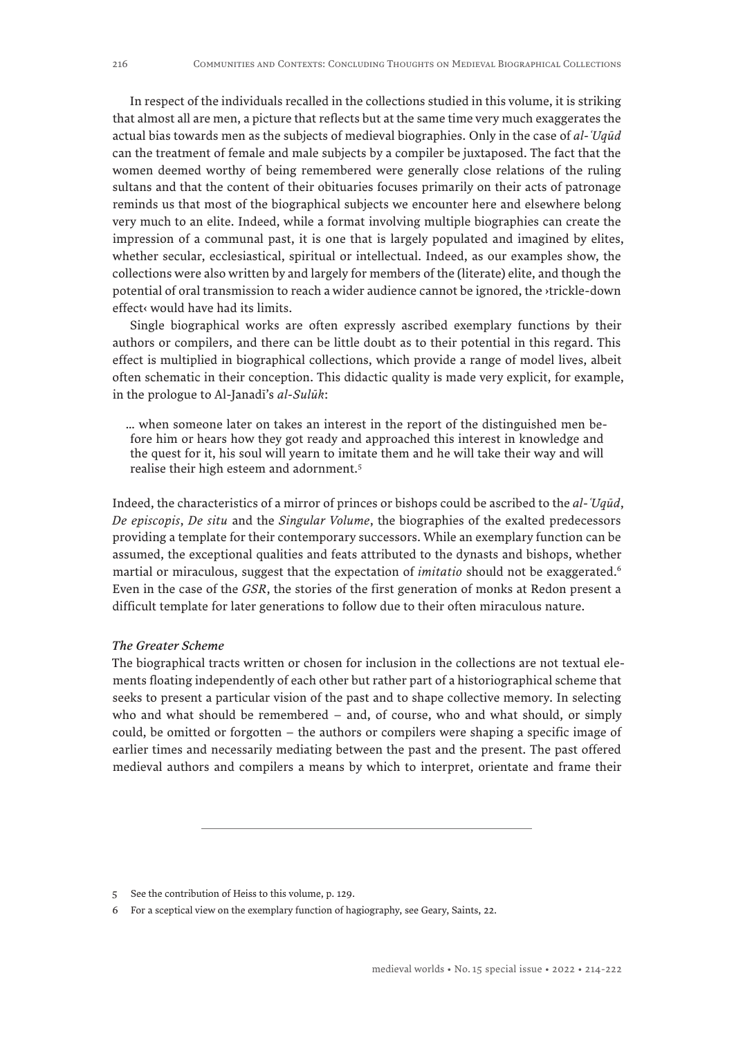In respect of the individuals recalled in the collections studied in this volume, it is striking that almost all are men, a picture that reflects but at the same time very much exaggerates the actual bias towards men as the subjects of medieval biographies. Only in the case of *al-ʿUqūd* can the treatment of female and male subjects by a compiler be juxtaposed. The fact that the women deemed worthy of being remembered were generally close relations of the ruling sultans and that the content of their obituaries focuses primarily on their acts of patronage reminds us that most of the biographical subjects we encounter here and elsewhere belong very much to an elite. Indeed, while a format involving multiple biographies can create the impression of a communal past, it is one that is largely populated and imagined by elites, whether secular, ecclesiastical, spiritual or intellectual. Indeed, as our examples show, the collections were also written by and largely for members of the (literate) elite, and though the potential of oral transmission to reach a wider audience cannot be ignored, the ›trickle-down effect‹ would have had its limits.

Single biographical works are often expressly ascribed exemplary functions by their authors or compilers, and there can be little doubt as to their potential in this regard. This effect is multiplied in biographical collections, which provide a range of model lives, albeit often schematic in their conception. This didactic quality is made very explicit, for example, in the prologue to Al-Janadī's *al-Sulūk*:

> … when someone later on takes an interest in the report of the distinguished men before him or hears how they got ready and approached this interest in knowledge and the quest for it, his soul will yearn to imitate them and he will take their way and will realise their high esteem and adornment.[5]

Indeed, the characteristics of a mirror of princes or bishops could be ascribed to the *al-ʿUqūd*, *De episcopis*, *De situ* and the *Singular Volume*, the biographies of the exalted predecessors providing a template for their contemporary successors. While an exemplary function can be assumed, the exceptional qualities and feats attributed to the dynasts and bishops, whether martial or miraculous, suggest that the expectation of *imitatio* should not be exaggerated.[6] Even in the case of the *GSR*, the stories of the first generation of monks at Redon present a difficult template for later generations to follow due to their often miraculous nature.

### *The Greater Scheme*

The biographical tracts written or chosen for inclusion in the collections are not textual elements floating independently of each other but rather part of a historiographical scheme that seeks to present a particular vision of the past and to shape collective memory. In selecting who and what should be remembered – and, of course, who and what should, or simply could, be omitted or forgotten – the authors or compilers were shaping a specific image of earlier times and necessarily mediating between the past and the present. The past offered medieval authors and compilers a means by which to interpret, orientate and frame their

---

5 See the contribution of Heiss to this volume, p. 129.

6 For a sceptical view on the exemplary function of hagiography, see Geary, Saints, 22.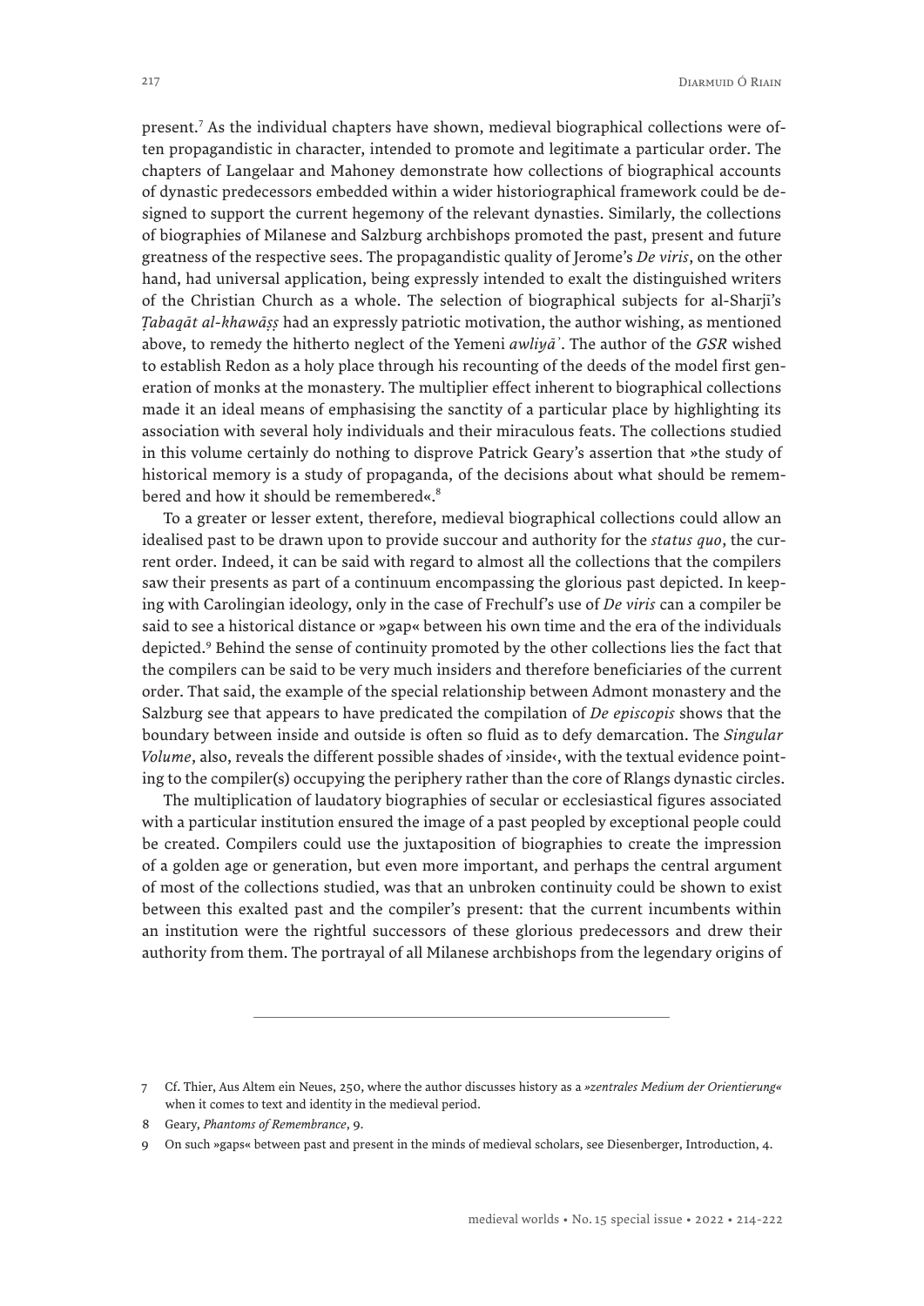present.[7] As the individual chapters have shown, medieval biographical collections were often propagandistic in character, intended to promote and legitimate a particular order. The chapters of Langelaar and Mahoney demonstrate how collections of biographical accounts of dynastic predecessors embedded within a wider historiographical framework could be designed to support the current hegemony of the relevant dynasties. Similarly, the collections of biographies of Milanese and Salzburg archbishops promoted the past, present and future greatness of the respective sees. The propagandistic quality of Jerome's *De viris*, on the other hand, had universal application, being expressly intended to exalt the distinguished writers of the Christian Church as a whole. The selection of biographical subjects for al-Sharjī's *Ṭabaqāt al-khawāṣṣ* had an expressly patriotic motivation, the author wishing, as mentioned above, to remedy the hitherto neglect of the Yemeni *awliyāʾ*. The author of the *GSR* wished to establish Redon as a holy place through his recounting of the deeds of the model first generation of monks at the monastery. The multiplier effect inherent to biographical collections made it an ideal means of emphasising the sanctity of a particular place by highlighting its association with several holy individuals and their miraculous feats. The collections studied in this volume certainly do nothing to disprove Patrick Geary's assertion that »the study of historical memory is a study of propaganda, of the decisions about what should be remembered and how it should be remembered«.[8]

To a greater or lesser extent, therefore, medieval biographical collections could allow an idealised past to be drawn upon to provide succour and authority for the *status quo*, the current order. Indeed, it can be said with regard to almost all the collections that the compilers saw their presents as part of a continuum encompassing the glorious past depicted. In keeping with Carolingian ideology, only in the case of Frechulf's use of *De viris* can a compiler be said to see a historical distance or »gap« between his own time and the era of the individuals depicted.[9] Behind the sense of continuity promoted by the other collections lies the fact that the compilers can be said to be very much insiders and therefore beneficiaries of the current order. That said, the example of the special relationship between Admont monastery and the Salzburg see that appears to have predicated the compilation of *De episcopis* shows that the boundary between inside and outside is often so fluid as to defy demarcation. The *Singular Volume*, also, reveals the different possible shades of ›inside‹, with the textual evidence pointing to the compiler(s) occupying the periphery rather than the core of Rlangs dynastic circles.

The multiplication of laudatory biographies of secular or ecclesiastical figures associated with a particular institution ensured the image of a past peopled by exceptional people could be created. Compilers could use the juxtaposition of biographies to create the impression of a golden age or generation, but even more important, and perhaps the central argument of most of the collections studied, was that an unbroken continuity could be shown to exist between this exalted past and the compiler's present: that the current incumbents within an institution were the rightful successors of these glorious predecessors and drew their authority from them. The portrayal of all Milanese archbishops from the legendary origins of

---

7 Cf. Thier, Aus Altem ein Neues, 250, where the author discusses history as a *»zentrales Medium der Orientierung«* when it comes to text and identity in the medieval period.

8 Geary, *Phantoms of Remembrance*, 9.

9 On such »gaps« between past and present in the minds of medieval scholars, see Diesenberger, Introduction, 4.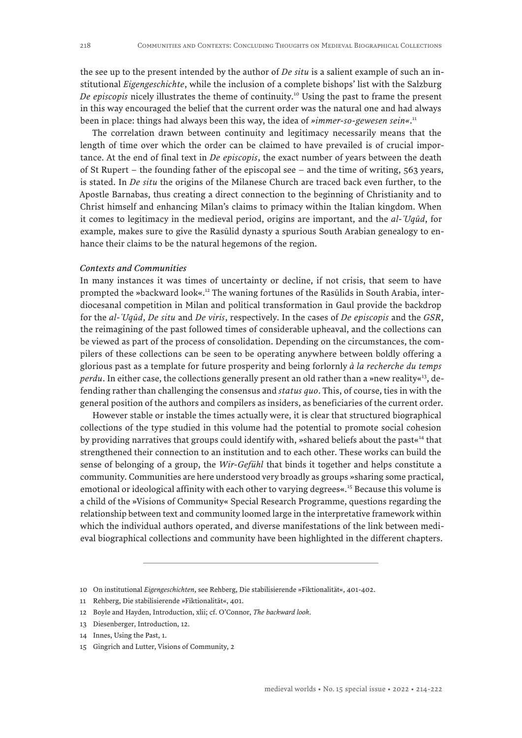the see up to the present intended by the author of *De situ* is a salient example of such an institutional *Eigengeschichte*, while the inclusion of a complete bishops' list with the Salzburg *De episcopis* nicely illustrates the theme of continuity.[10] Using the past to frame the present in this way encouraged the belief that the current order was the natural one and had always been in place: things had always been this way, the idea of *»immer-so-gewesen sein«*.[11]

The correlation drawn between continuity and legitimacy necessarily means that the length of time over which the order can be claimed to have prevailed is of crucial importance. At the end of final text in *De episcopis*, the exact number of years between the death of St Rupert – the founding father of the episcopal see – and the time of writing, 563 years, is stated. In *De situ* the origins of the Milanese Church are traced back even further, to the Apostle Barnabas, thus creating a direct connection to the beginning of Christianity and to Christ himself and enhancing Milan's claims to primacy within the Italian kingdom. When it comes to legitimacy in the medieval period, origins are important, and the *al-ʿUqūd*, for example, makes sure to give the Rasūlid dynasty a spurious South Arabian genealogy to enhance their claims to be the natural hegemons of the region.

### *Contexts and Communities*

In many instances it was times of uncertainty or decline, if not crisis, that seem to have prompted the »backward look«.[12] The waning fortunes of the Rasūlids in South Arabia, interdiocesanal competition in Milan and political transformation in Gaul provide the backdrop for the *al-ʿUqūd*, *De situ* and *De viris*, respectively. In the cases of *De episcopis* and the *GSR*, the reimagining of the past followed times of considerable upheaval, and the collections can be viewed as part of the process of consolidation. Depending on the circumstances, the compilers of these collections can be seen to be operating anywhere between boldly offering a glorious past as a template for future prosperity and being forlornly *à la recherche du temps perdu*. In either case, the collections generally present an old rather than a »new reality«[13], defending rather than challenging the consensus and *status quo*. This, of course, ties in with the general position of the authors and compilers as insiders, as beneficiaries of the current order.

However stable or instable the times actually were, it is clear that structured biographical collections of the type studied in this volume had the potential to promote social cohesion by providing narratives that groups could identify with, »shared beliefs about the past«[14] that strengthened their connection to an institution and to each other. These works can build the sense of belonging of a group, the *Wir-Gefühl* that binds it together and helps constitute a community. Communities are here understood very broadly as groups »sharing some practical, emotional or ideological affinity with each other to varying degrees«.[15] Because this volume is a child of the »Visions of Community« Special Research Programme, questions regarding the relationship between text and community loomed large in the interpretative framework within which the individual authors operated, and diverse manifestations of the link between medieval biographical collections and community have been highlighted in the different chapters.

---

10 On institutional *Eigengeschichten*, see Rehberg, Die stabilisierende »Fiktionalität«, 401-402.

11 Rehberg, Die stabilisierende »Fiktionalität«, 401.

12 Boyle and Hayden, Introduction, xlii; cf. O'Connor, *The backward look*.

13 Diesenberger, Introduction, 12.

14 Innes, Using the Past, 1.

15 Gingrich and Lutter, Visions of Community, 2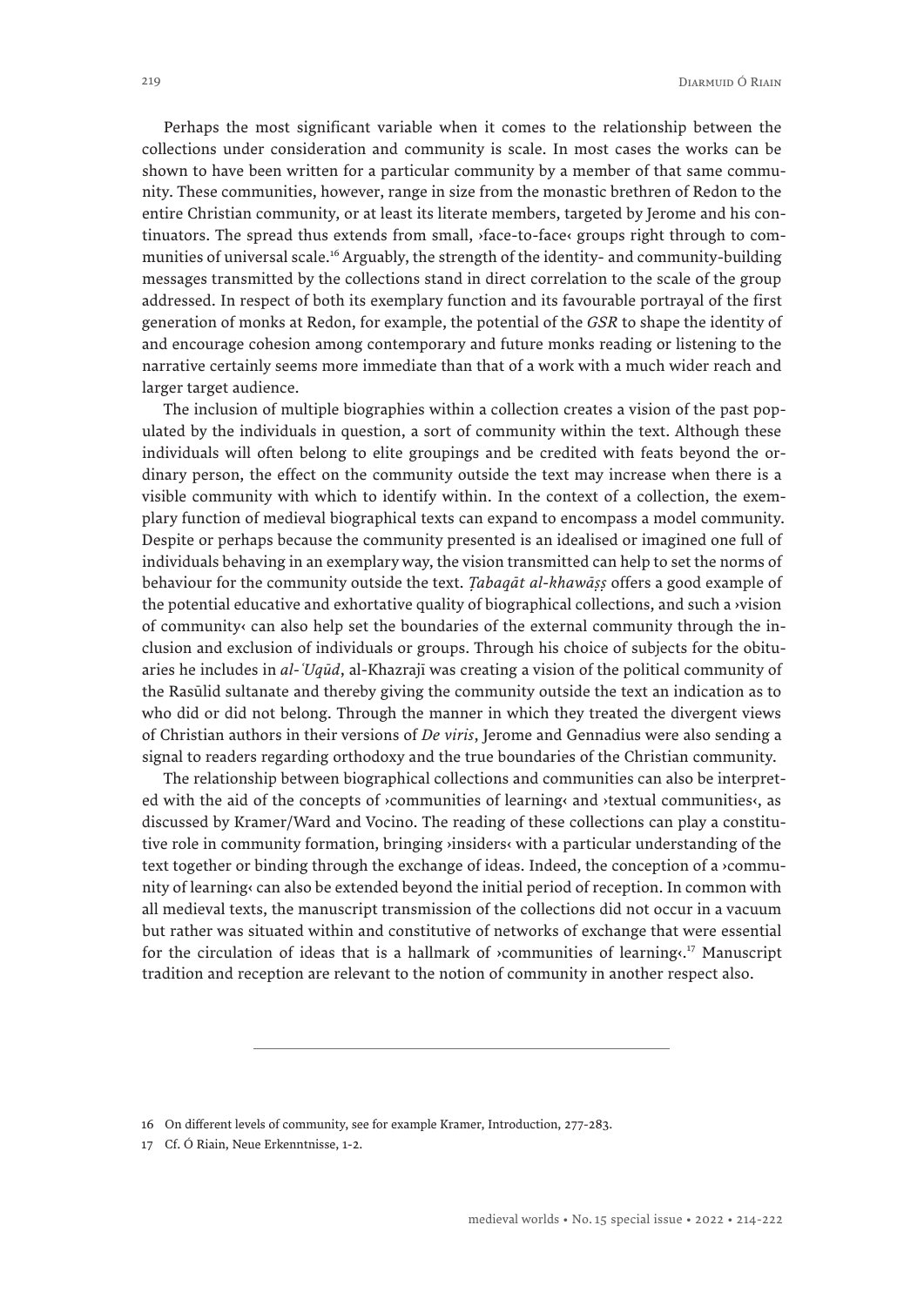Perhaps the most significant variable when it comes to the relationship between the collections under consideration and community is scale. In most cases the works can be shown to have been written for a particular community by a member of that same community. These communities, however, range in size from the monastic brethren of Redon to the entire Christian community, or at least its literate members, targeted by Jerome and his continuators. The spread thus extends from small, ›face-to-face‹ groups right through to communities of universal scale.[16] Arguably, the strength of the identity- and community-building messages transmitted by the collections stand in direct correlation to the scale of the group addressed. In respect of both its exemplary function and its favourable portrayal of the first generation of monks at Redon, for example, the potential of the *GSR* to shape the identity of and encourage cohesion among contemporary and future monks reading or listening to the narrative certainly seems more immediate than that of a work with a much wider reach and larger target audience.

The inclusion of multiple biographies within a collection creates a vision of the past populated by the individuals in question, a sort of community within the text. Although these individuals will often belong to elite groupings and be credited with feats beyond the ordinary person, the effect on the community outside the text may increase when there is a visible community with which to identify within. In the context of a collection, the exemplary function of medieval biographical texts can expand to encompass a model community. Despite or perhaps because the community presented is an idealised or imagined one full of individuals behaving in an exemplary way, the vision transmitted can help to set the norms of behaviour for the community outside the text. *Ṭabaqāt al-khawāṣṣ* offers a good example of the potential educative and exhortative quality of biographical collections, and such a ›vision of community‹ can also help set the boundaries of the external community through the inclusion and exclusion of individuals or groups. Through his choice of subjects for the obituaries he includes in *al-ʿUqūd*, al-Khazrajī was creating a vision of the political community of the Rasūlid sultanate and thereby giving the community outside the text an indication as to who did or did not belong. Through the manner in which they treated the divergent views of Christian authors in their versions of *De viris*, Jerome and Gennadius were also sending a signal to readers regarding orthodoxy and the true boundaries of the Christian community.

The relationship between biographical collections and communities can also be interpreted with the aid of the concepts of ›communities of learning‹ and ›textual communities‹, as discussed by Kramer/Ward and Vocino. The reading of these collections can play a constitutive role in community formation, bringing ›insiders‹ with a particular understanding of the text together or binding through the exchange of ideas. Indeed, the conception of a ›community of learning‹ can also be extended beyond the initial period of reception. In common with all medieval texts, the manuscript transmission of the collections did not occur in a vacuum but rather was situated within and constitutive of networks of exchange that were essential for the circulation of ideas that is a hallmark of ›communities of learning‹.[17] Manuscript tradition and reception are relevant to the notion of community in another respect also.

---

16 On different levels of community, see for example Kramer, Introduction, 277-283.

17 Cf. Ó Riain, Neue Erkenntnisse, 1-2.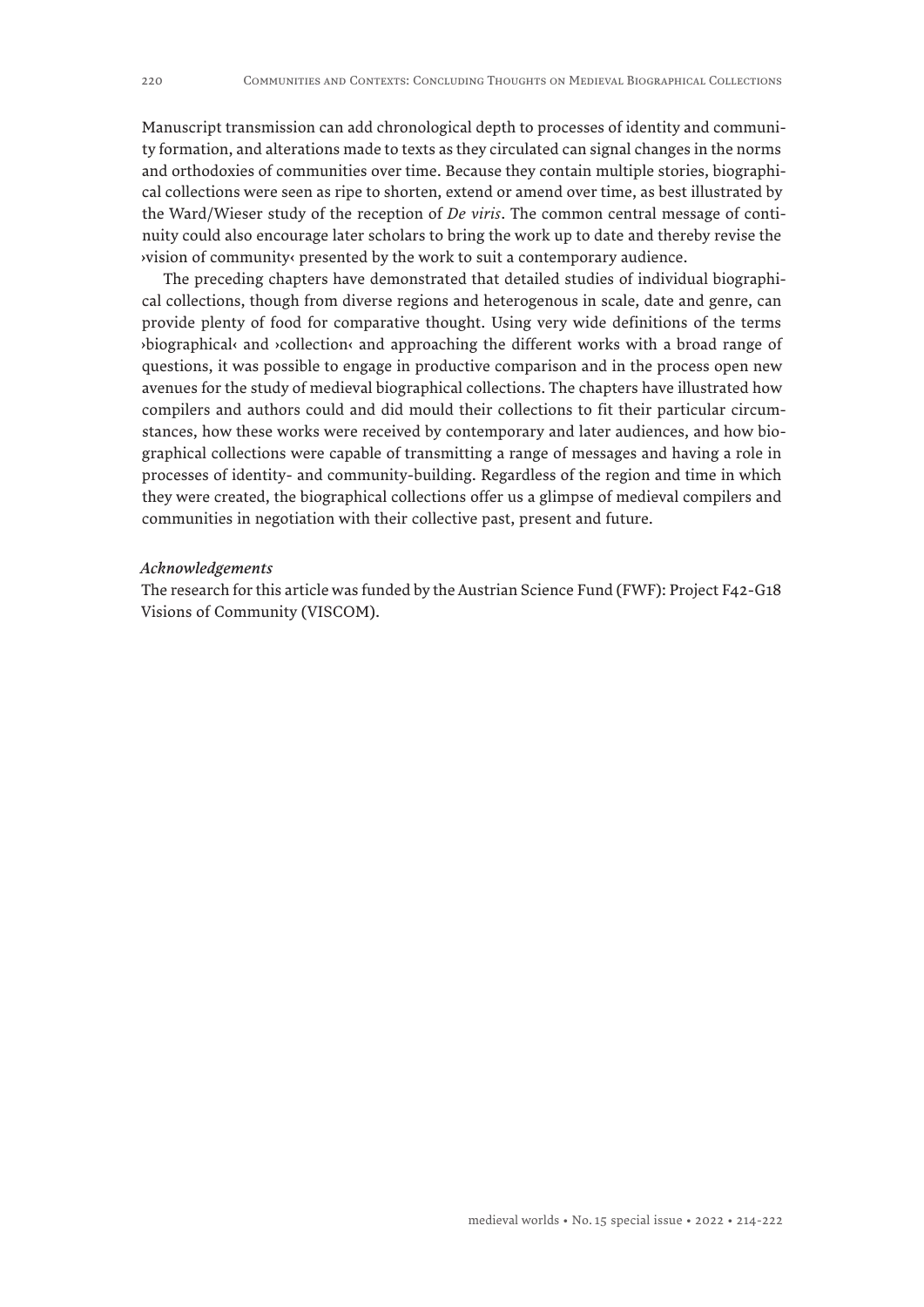Manuscript transmission can add chronological depth to processes of identity and community formation, and alterations made to texts as they circulated can signal changes in the norms and orthodoxies of communities over time. Because they contain multiple stories, biographical collections were seen as ripe to shorten, extend or amend over time, as best illustrated by the Ward/Wieser study of the reception of *De viris*. The common central message of continuity could also encourage later scholars to bring the work up to date and thereby revise the ›vision of community‹ presented by the work to suit a contemporary audience.

The preceding chapters have demonstrated that detailed studies of individual biographical collections, though from diverse regions and heterogenous in scale, date and genre, can provide plenty of food for comparative thought. Using very wide definitions of the terms ›biographical‹ and ›collection‹ and approaching the different works with a broad range of questions, it was possible to engage in productive comparison and in the process open new avenues for the study of medieval biographical collections. The chapters have illustrated how compilers and authors could and did mould their collections to fit their particular circumstances, how these works were received by contemporary and later audiences, and how biographical collections were capable of transmitting a range of messages and having a role in processes of identity- and community-building. Regardless of the region and time in which they were created, the biographical collections offer us a glimpse of medieval compilers and communities in negotiation with their collective past, present and future.

***Acknowledgements***

The research for this article was funded by the Austrian Science Fund (FWF): Project F42-G18 Visions of Community (VISCOM).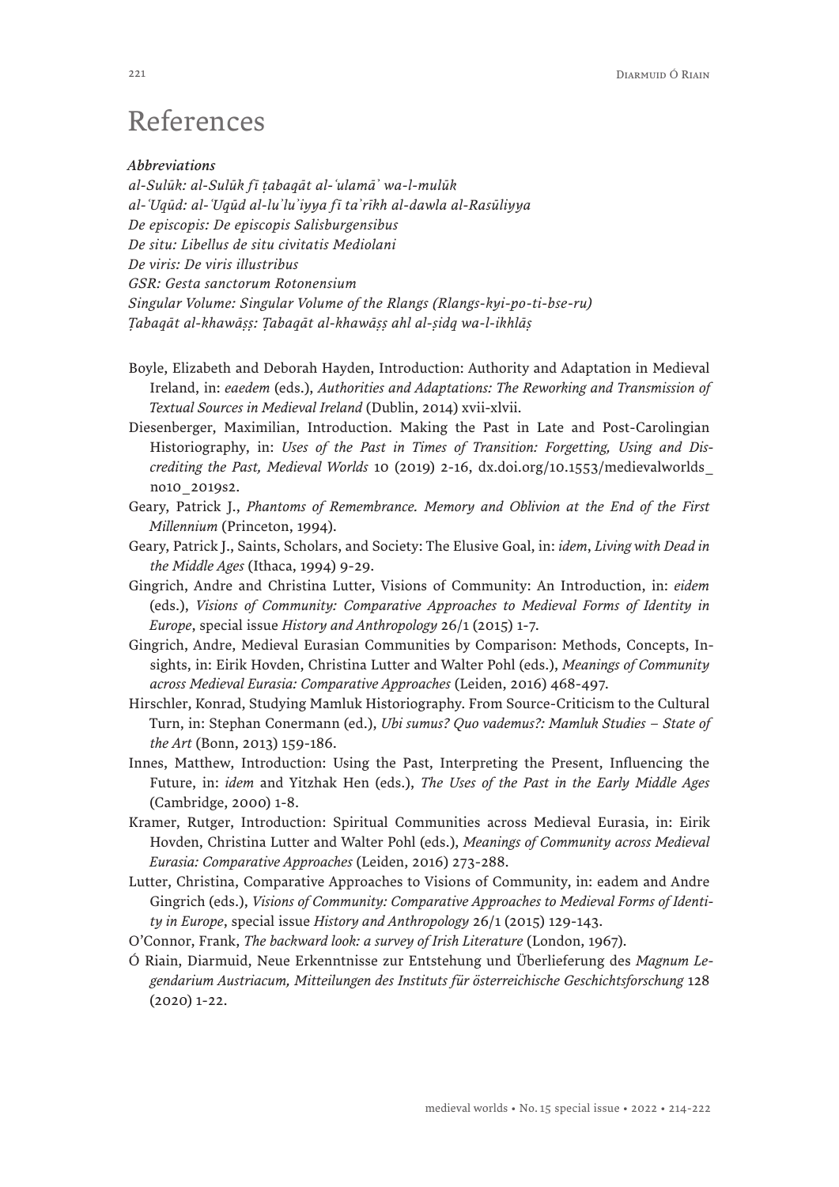# References

***Abbreviations***

*al-Sulūk: al-Sulūk fī ṭabaqāt al-ʿulamāʾ wa-l-mulūk*
*al-ʿUqūd: al-ʿUqūd al-luʾluʾiyya fī taʾrīkh al-dawla al-Rasūliyya*
*De episcopis: De episcopis Salisburgensibus*
*De situ: Libellus de situ civitatis Mediolani*
*De viris: De viris illustribus*
*GSR: Gesta sanctorum Rotonensium*
*Singular Volume: Singular Volume of the Rlangs (Rlangs-kyi-po-ti-bse-ru)*
*Ṭabaqāt al-khawāṣṣ: Ṭabaqāt al-khawāṣṣ ahl al-ṣidq wa-l-ikhlāṣ*

Boyle, Elizabeth and Deborah Hayden, Introduction: Authority and Adaptation in Medieval Ireland, in: *eaedem* (eds.), *Authorities and Adaptations: The Reworking and Transmission of Textual Sources in Medieval Ireland* (Dublin, 2014) xvii-xlvii.

Diesenberger, Maximilian, Introduction. Making the Past in Late and Post-Carolingian Historiography, in: *Uses of the Past in Times of Transition: Forgetting, Using and Discrediting the Past, Medieval Worlds* 10 (2019) 2-16, dx.doi.org/10.1553/medievalworlds_no10_2019s2.

Geary, Patrick J., *Phantoms of Remembrance. Memory and Oblivion at the End of the First Millennium* (Princeton, 1994).

Geary, Patrick J., Saints, Scholars, and Society: The Elusive Goal, in: *idem*, *Living with Dead in the Middle Ages* (Ithaca, 1994) 9-29.

Gingrich, Andre and Christina Lutter, Visions of Community: An Introduction, in: *eidem* (eds.), *Visions of Community: Comparative Approaches to Medieval Forms of Identity in Europe*, special issue *History and Anthropology* 26/1 (2015) 1-7.

Gingrich, Andre, Medieval Eurasian Communities by Comparison: Methods, Concepts, Insights, in: Eirik Hovden, Christina Lutter and Walter Pohl (eds.), *Meanings of Community across Medieval Eurasia: Comparative Approaches* (Leiden, 2016) 468-497.

Hirschler, Konrad, Studying Mamluk Historiography. From Source-Criticism to the Cultural Turn, in: Stephan Conermann (ed.), *Ubi sumus? Quo vademus?: Mamluk Studies – State of the Art* (Bonn, 2013) 159-186.

Innes, Matthew, Introduction: Using the Past, Interpreting the Present, Influencing the Future, in: *idem* and Yitzhak Hen (eds.), *The Uses of the Past in the Early Middle Ages* (Cambridge, 2000) 1-8.

Kramer, Rutger, Introduction: Spiritual Communities across Medieval Eurasia, in: Eirik Hovden, Christina Lutter and Walter Pohl (eds.), *Meanings of Community across Medieval Eurasia: Comparative Approaches* (Leiden, 2016) 273-288.

Lutter, Christina, Comparative Approaches to Visions of Community, in: eadem and Andre Gingrich (eds.), *Visions of Community: Comparative Approaches to Medieval Forms of Identity in Europe*, special issue *History and Anthropology* 26/1 (2015) 129-143.

O'Connor, Frank, *The backward look: a survey of Irish Literature* (London, 1967).

Ó Riain, Diarmuid, Neue Erkenntnisse zur Entstehung und Überlieferung des *Magnum Legendarium Austriacum, Mitteilungen des Instituts für österreichische Geschichtsforschung* 128 (2020) 1-22.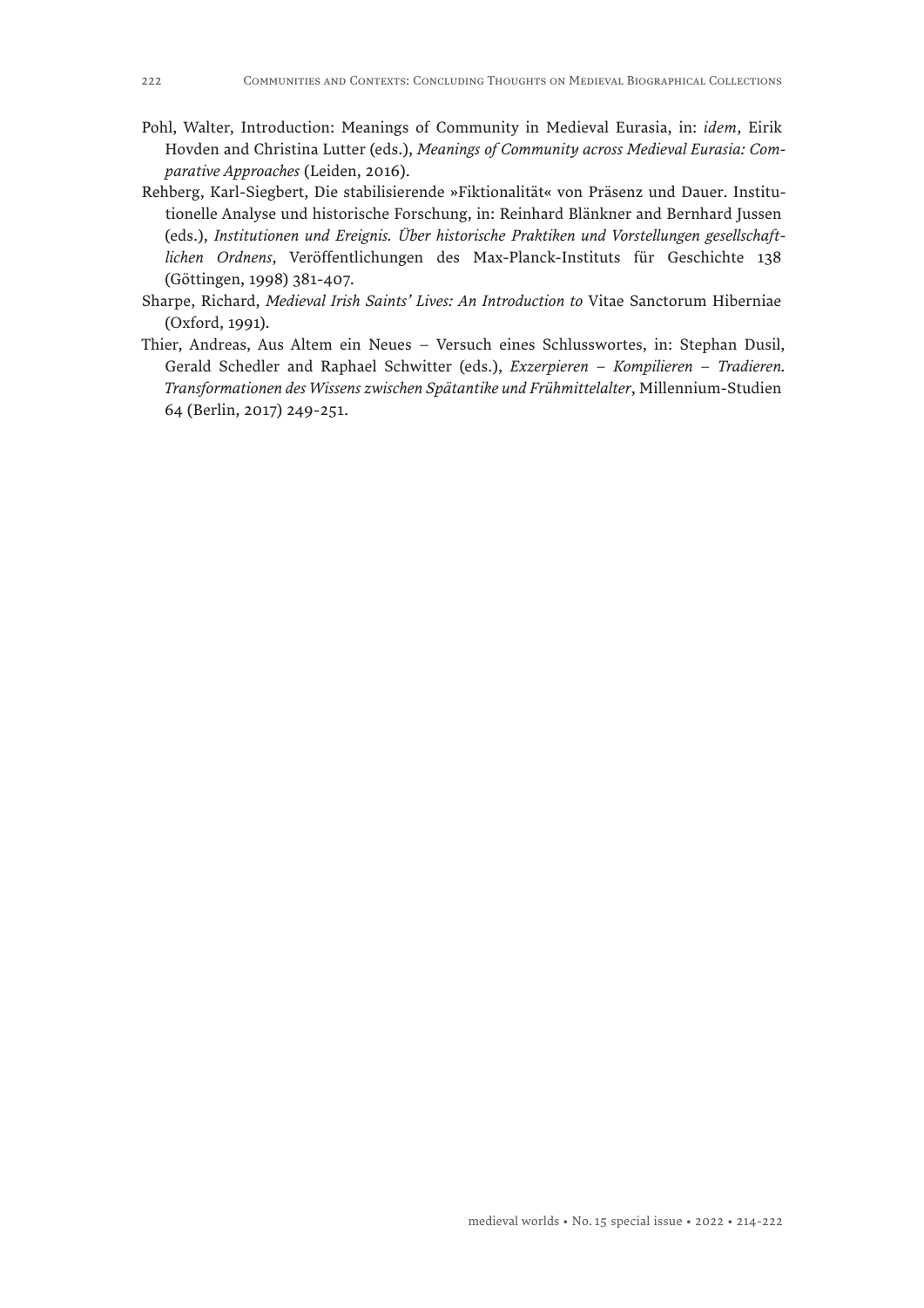Pohl, Walter, Introduction: Meanings of Community in Medieval Eurasia, in: *idem*, Eirik Hovden and Christina Lutter (eds.), *Meanings of Community across Medieval Eurasia: Comparative Approaches* (Leiden, 2016).

Rehberg, Karl-Siegbert, Die stabilisierende »Fiktionalität« von Präsenz und Dauer. Institutionelle Analyse und historische Forschung, in: Reinhard Blänkner and Bernhard Jussen (eds.), *Institutionen und Ereignis. Über historische Praktiken und Vorstellungen gesellschaftlichen Ordnens*, Veröffentlichungen des Max-Planck-Instituts für Geschichte 138 (Göttingen, 1998) 381-407.

Sharpe, Richard, *Medieval Irish Saints' Lives: An Introduction to* Vitae Sanctorum Hiberniae (Oxford, 1991).

Thier, Andreas, Aus Altem ein Neues – Versuch eines Schlusswortes, in: Stephan Dusil, Gerald Schedler and Raphael Schwitter (eds.), *Exzerpieren – Kompilieren – Tradieren. Transformationen des Wissens zwischen Spätantike und Frühmittelalter*, Millennium-Studien 64 (Berlin, 2017) 249-251.